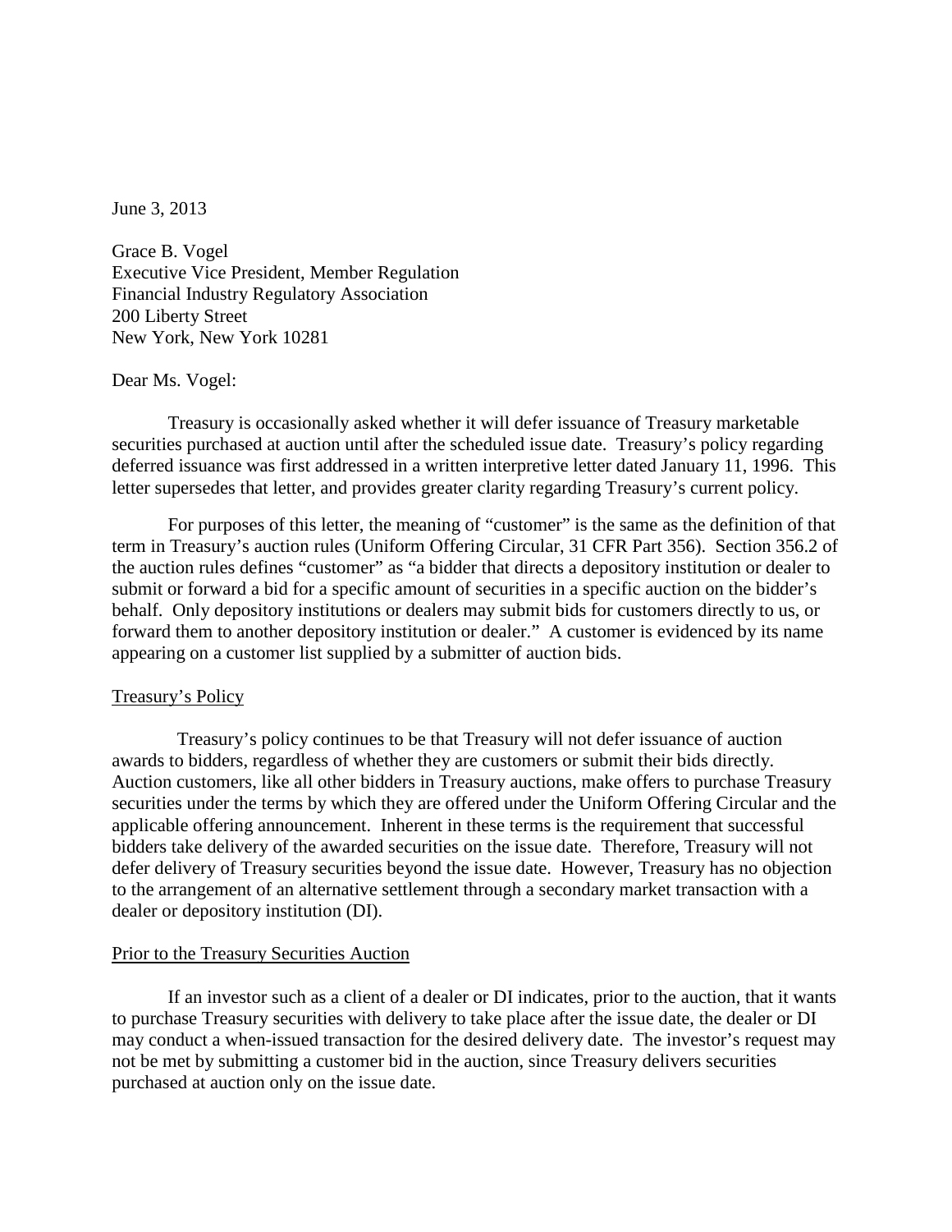June 3, 2013

Grace B. Vogel
Executive Vice President, Member Regulation
Financial Industry Regulatory Association
200 Liberty Street
New York, New York 10281

Dear Ms. Vogel:

Treasury is occasionally asked whether it will defer issuance of Treasury marketable securities purchased at auction until after the scheduled issue date. Treasury's policy regarding deferred issuance was first addressed in a written interpretive letter dated January 11, 1996. This letter supersedes that letter, and provides greater clarity regarding Treasury's current policy.

For purposes of this letter, the meaning of "customer" is the same as the definition of that term in Treasury's auction rules (Uniform Offering Circular, 31 CFR Part 356). Section 356.2 of the auction rules defines "customer" as "a bidder that directs a depository institution or dealer to submit or forward a bid for a specific amount of securities in a specific auction on the bidder's behalf. Only depository institutions or dealers may submit bids for customers directly to us, or forward them to another depository institution or dealer." A customer is evidenced by its name appearing on a customer list supplied by a submitter of auction bids.

<u>Treasury's Policy</u>

Treasury's policy continues to be that Treasury will not defer issuance of auction awards to bidders, regardless of whether they are customers or submit their bids directly. Auction customers, like all other bidders in Treasury auctions, make offers to purchase Treasury securities under the terms by which they are offered under the Uniform Offering Circular and the applicable offering announcement. Inherent in these terms is the requirement that successful bidders take delivery of the awarded securities on the issue date. Therefore, Treasury will not defer delivery of Treasury securities beyond the issue date. However, Treasury has no objection to the arrangement of an alternative settlement through a secondary market transaction with a dealer or depository institution (DI).

<u>Prior to the Treasury Securities Auction</u>

If an investor such as a client of a dealer or DI indicates, prior to the auction, that it wants to purchase Treasury securities with delivery to take place after the issue date, the dealer or DI may conduct a when-issued transaction for the desired delivery date. The investor's request may not be met by submitting a customer bid in the auction, since Treasury delivers securities purchased at auction only on the issue date.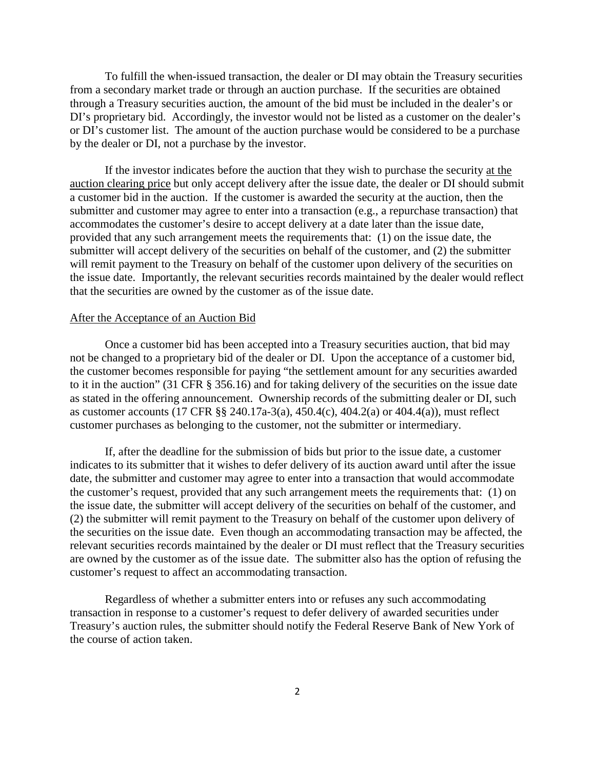To fulfill the when-issued transaction, the dealer or DI may obtain the Treasury securities from a secondary market trade or through an auction purchase. If the securities are obtained through a Treasury securities auction, the amount of the bid must be included in the dealer's or DI's proprietary bid. Accordingly, the investor would not be listed as a customer on the dealer's or DI's customer list. The amount of the auction purchase would be considered to be a purchase by the dealer or DI, not a purchase by the investor.

If the investor indicates before the auction that they wish to purchase the security <u>at the auction clearing price</u> but only accept delivery after the issue date, the dealer or DI should submit a customer bid in the auction. If the customer is awarded the security at the auction, then the submitter and customer may agree to enter into a transaction (e.g., a repurchase transaction) that accommodates the customer's desire to accept delivery at a date later than the issue date, provided that any such arrangement meets the requirements that: (1) on the issue date, the submitter will accept delivery of the securities on behalf of the customer, and (2) the submitter will remit payment to the Treasury on behalf of the customer upon delivery of the securities on the issue date. Importantly, the relevant securities records maintained by the dealer would reflect that the securities are owned by the customer as of the issue date.

<u>After the Acceptance of an Auction Bid</u>

Once a customer bid has been accepted into a Treasury securities auction, that bid may not be changed to a proprietary bid of the dealer or DI. Upon the acceptance of a customer bid, the customer becomes responsible for paying "the settlement amount for any securities awarded to it in the auction" (31 CFR § 356.16) and for taking delivery of the securities on the issue date as stated in the offering announcement. Ownership records of the submitting dealer or DI, such as customer accounts (17 CFR §§ 240.17a-3(a), 450.4(c), 404.2(a) or 404.4(a)), must reflect customer purchases as belonging to the customer, not the submitter or intermediary.

If, after the deadline for the submission of bids but prior to the issue date, a customer indicates to its submitter that it wishes to defer delivery of its auction award until after the issue date, the submitter and customer may agree to enter into a transaction that would accommodate the customer's request, provided that any such arrangement meets the requirements that: (1) on the issue date, the submitter will accept delivery of the securities on behalf of the customer, and (2) the submitter will remit payment to the Treasury on behalf of the customer upon delivery of the securities on the issue date. Even though an accommodating transaction may be affected, the relevant securities records maintained by the dealer or DI must reflect that the Treasury securities are owned by the customer as of the issue date. The submitter also has the option of refusing the customer's request to affect an accommodating transaction.

Regardless of whether a submitter enters into or refuses any such accommodating transaction in response to a customer's request to defer delivery of awarded securities under Treasury's auction rules, the submitter should notify the Federal Reserve Bank of New York of the course of action taken.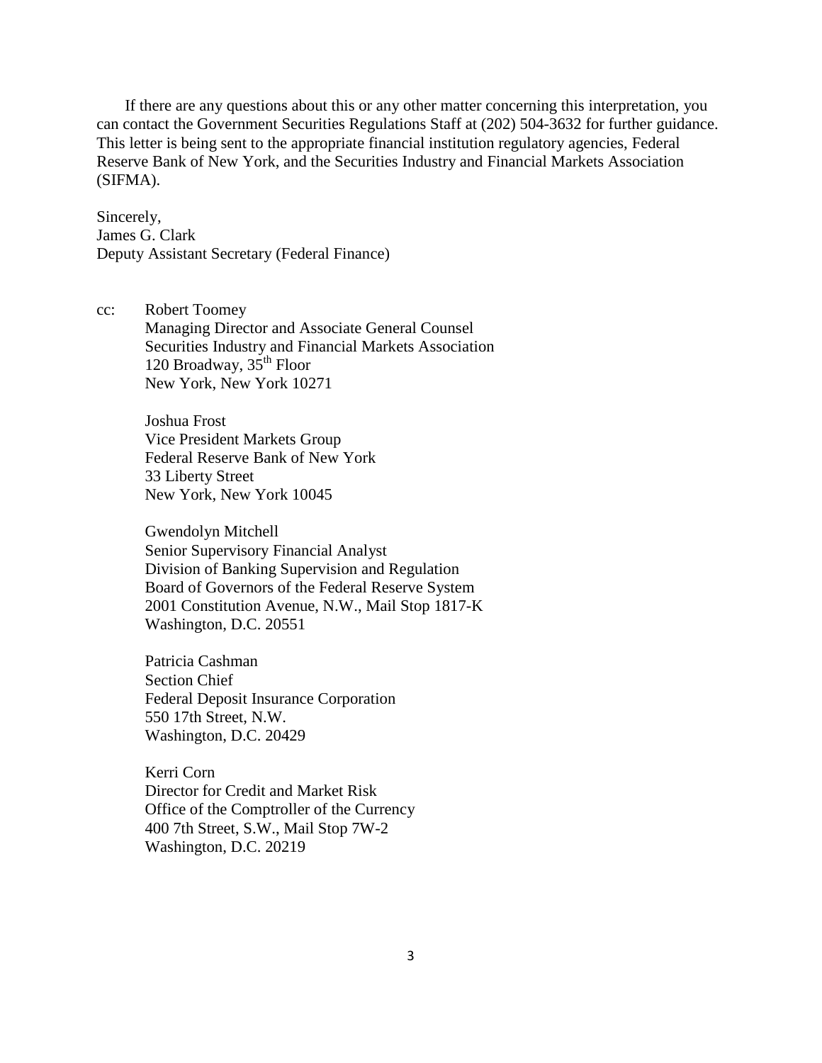If there are any questions about this or any other matter concerning this interpretation, you can contact the Government Securities Regulations Staff at (202) 504-3632 for further guidance. This letter is being sent to the appropriate financial institution regulatory agencies, Federal Reserve Bank of New York, and the Securities Industry and Financial Markets Association (SIFMA).

Sincerely,
James G. Clark
Deputy Assistant Secretary (Federal Finance)

cc: Robert Toomey
Managing Director and Associate General Counsel
Securities Industry and Financial Markets Association
120 Broadway, 35th Floor
New York, New York 10271

Joshua Frost
Vice President Markets Group
Federal Reserve Bank of New York
33 Liberty Street
New York, New York 10045

Gwendolyn Mitchell
Senior Supervisory Financial Analyst
Division of Banking Supervision and Regulation
Board of Governors of the Federal Reserve System
2001 Constitution Avenue, N.W., Mail Stop 1817-K
Washington, D.C. 20551

Patricia Cashman
Section Chief
Federal Deposit Insurance Corporation
550 17th Street, N.W.
Washington, D.C. 20429

Kerri Corn
Director for Credit and Market Risk
Office of the Comptroller of the Currency
400 7th Street, S.W., Mail Stop 7W-2
Washington, D.C. 20219